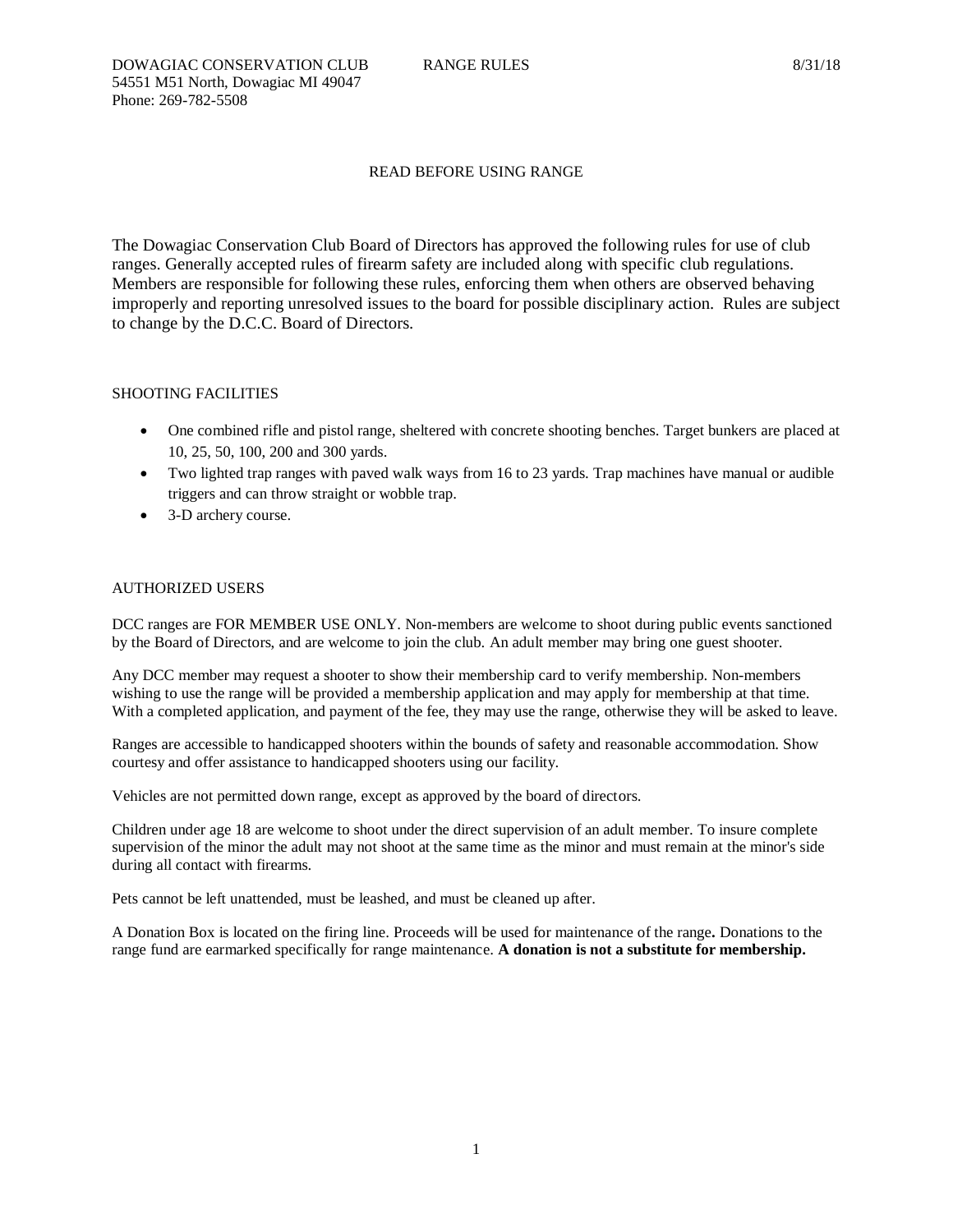DOWAGIAC CONSERVATION CLUB RANGE RULES 8/31/18
54551 M51 North, Dowagiac MI 49047
Phone: 269-782-5508

# READ BEFORE USING RANGE

The Dowagiac Conservation Club Board of Directors has approved the following rules for use of club ranges. Generally accepted rules of firearm safety are included along with specific club regulations. Members are responsible for following these rules, enforcing them when others are observed behaving improperly and reporting unresolved issues to the board for possible disciplinary action. Rules are subject to change by the D.C.C. Board of Directors.

## SHOOTING FACILITIES

- One combined rifle and pistol range, sheltered with concrete shooting benches. Target bunkers are placed at 10, 25, 50, 100, 200 and 300 yards.
- Two lighted trap ranges with paved walk ways from 16 to 23 yards. Trap machines have manual or audible triggers and can throw straight or wobble trap.
- 3-D archery course.

## AUTHORIZED USERS

DCC ranges are FOR MEMBER USE ONLY. Non-members are welcome to shoot during public events sanctioned by the Board of Directors, and are welcome to join the club. An adult member may bring one guest shooter.

Any DCC member may request a shooter to show their membership card to verify membership. Non-members wishing to use the range will be provided a membership application and may apply for membership at that time. With a completed application, and payment of the fee, they may use the range, otherwise they will be asked to leave.

Ranges are accessible to handicapped shooters within the bounds of safety and reasonable accommodation. Show courtesy and offer assistance to handicapped shooters using our facility.

Vehicles are not permitted down range, except as approved by the board of directors.

Children under age 18 are welcome to shoot under the direct supervision of an adult member. To insure complete supervision of the minor the adult may not shoot at the same time as the minor and must remain at the minor's side during all contact with firearms.

Pets cannot be left unattended, must be leashed, and must be cleaned up after.

A Donation Box is located on the firing line. Proceeds will be used for maintenance of the range**.** Donations to the range fund are earmarked specifically for range maintenance. **A donation is not a substitute for membership.**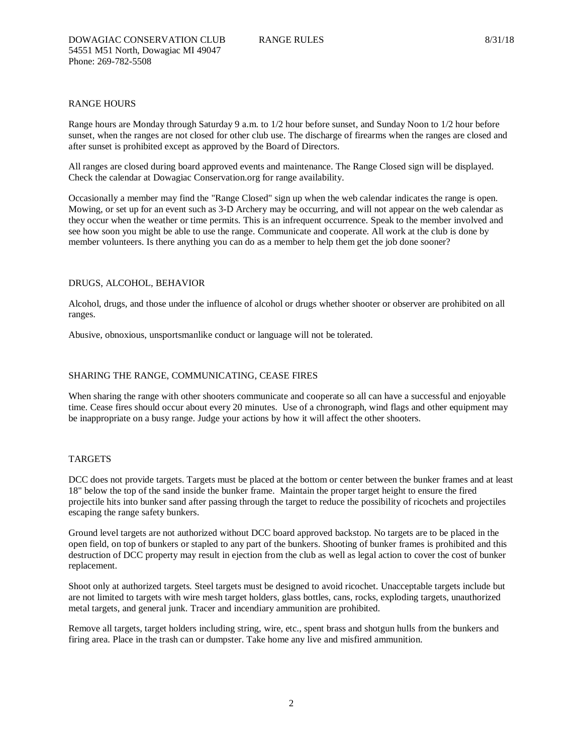## RANGE HOURS

Range hours are Monday through Saturday 9 a.m. to 1/2 hour before sunset, and Sunday Noon to 1/2 hour before sunset, when the ranges are not closed for other club use. The discharge of firearms when the ranges are closed and after sunset is prohibited except as approved by the Board of Directors.

All ranges are closed during board approved events and maintenance. The Range Closed sign will be displayed. Check the calendar at Dowagiac Conservation.org for range availability.

Occasionally a member may find the "Range Closed" sign up when the web calendar indicates the range is open. Mowing, or set up for an event such as 3-D Archery may be occurring, and will not appear on the web calendar as they occur when the weather or time permits. This is an infrequent occurrence. Speak to the member involved and see how soon you might be able to use the range. Communicate and cooperate. All work at the club is done by member volunteers. Is there anything you can do as a member to help them get the job done sooner?

## DRUGS, ALCOHOL, BEHAVIOR

Alcohol, drugs, and those under the influence of alcohol or drugs whether shooter or observer are prohibited on all ranges.

Abusive, obnoxious, unsportsmanlike conduct or language will not be tolerated.

## SHARING THE RANGE, COMMUNICATING, CEASE FIRES

When sharing the range with other shooters communicate and cooperate so all can have a successful and enjoyable time. Cease fires should occur about every 20 minutes. Use of a chronograph, wind flags and other equipment may be inappropriate on a busy range. Judge your actions by how it will affect the other shooters.

## TARGETS

DCC does not provide targets. Targets must be placed at the bottom or center between the bunker frames and at least 18" below the top of the sand inside the bunker frame. Maintain the proper target height to ensure the fired projectile hits into bunker sand after passing through the target to reduce the possibility of ricochets and projectiles escaping the range safety bunkers.

Ground level targets are not authorized without DCC board approved backstop. No targets are to be placed in the open field, on top of bunkers or stapled to any part of the bunkers. Shooting of bunker frames is prohibited and this destruction of DCC property may result in ejection from the club as well as legal action to cover the cost of bunker replacement.

Shoot only at authorized targets. Steel targets must be designed to avoid ricochet. Unacceptable targets include but are not limited to targets with wire mesh target holders, glass bottles, cans, rocks, exploding targets, unauthorized metal targets, and general junk. Tracer and incendiary ammunition are prohibited.

Remove all targets, target holders including string, wire, etc., spent brass and shotgun hulls from the bunkers and firing area. Place in the trash can or dumpster. Take home any live and misfired ammunition.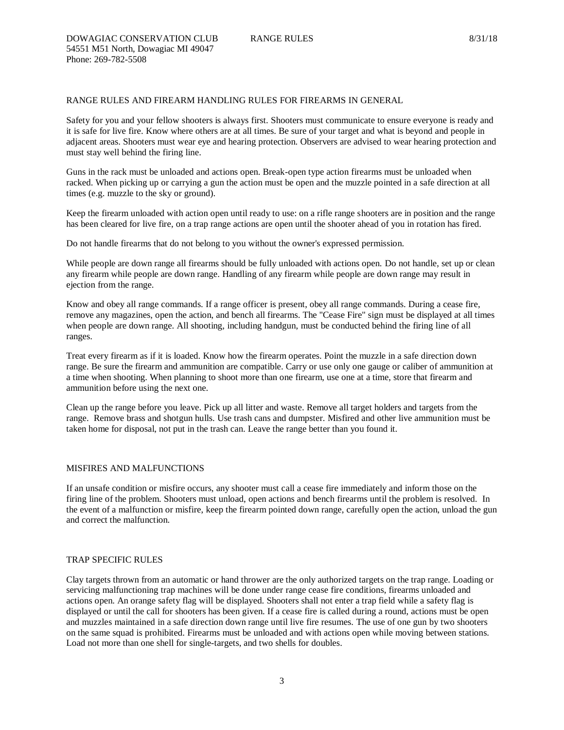DOWAGIAC CONSERVATION CLUB RANGE RULES 8/31/18
54551 M51 North, Dowagiac MI 49047
Phone: 269-782-5508

## RANGE RULES AND FIREARM HANDLING RULES FOR FIREARMS IN GENERAL

Safety for you and your fellow shooters is always first. Shooters must communicate to ensure everyone is ready and it is safe for live fire. Know where others are at all times. Be sure of your target and what is beyond and people in adjacent areas. Shooters must wear eye and hearing protection. Observers are advised to wear hearing protection and must stay well behind the firing line.

Guns in the rack must be unloaded and actions open. Break-open type action firearms must be unloaded when racked. When picking up or carrying a gun the action must be open and the muzzle pointed in a safe direction at all times (e.g. muzzle to the sky or ground).

Keep the firearm unloaded with action open until ready to use: on a rifle range shooters are in position and the range has been cleared for live fire, on a trap range actions are open until the shooter ahead of you in rotation has fired.

Do not handle firearms that do not belong to you without the owner's expressed permission.

While people are down range all firearms should be fully unloaded with actions open. Do not handle, set up or clean any firearm while people are down range. Handling of any firearm while people are down range may result in ejection from the range.

Know and obey all range commands. If a range officer is present, obey all range commands. During a cease fire, remove any magazines, open the action, and bench all firearms. The "Cease Fire" sign must be displayed at all times when people are down range. All shooting, including handgun, must be conducted behind the firing line of all ranges.

Treat every firearm as if it is loaded. Know how the firearm operates. Point the muzzle in a safe direction down range. Be sure the firearm and ammunition are compatible. Carry or use only one gauge or caliber of ammunition at a time when shooting. When planning to shoot more than one firearm, use one at a time, store that firearm and ammunition before using the next one.

Clean up the range before you leave. Pick up all litter and waste. Remove all target holders and targets from the range. Remove brass and shotgun hulls. Use trash cans and dumpster. Misfired and other live ammunition must be taken home for disposal, not put in the trash can. Leave the range better than you found it.

## MISFIRES AND MALFUNCTIONS

If an unsafe condition or misfire occurs, any shooter must call a cease fire immediately and inform those on the firing line of the problem. Shooters must unload, open actions and bench firearms until the problem is resolved. In the event of a malfunction or misfire, keep the firearm pointed down range, carefully open the action, unload the gun and correct the malfunction.

## TRAP SPECIFIC RULES

Clay targets thrown from an automatic or hand thrower are the only authorized targets on the trap range. Loading or servicing malfunctioning trap machines will be done under range cease fire conditions, firearms unloaded and actions open. An orange safety flag will be displayed. Shooters shall not enter a trap field while a safety flag is displayed or until the call for shooters has been given. If a cease fire is called during a round, actions must be open and muzzles maintained in a safe direction down range until live fire resumes. The use of one gun by two shooters on the same squad is prohibited. Firearms must be unloaded and with actions open while moving between stations. Load not more than one shell for single-targets, and two shells for doubles.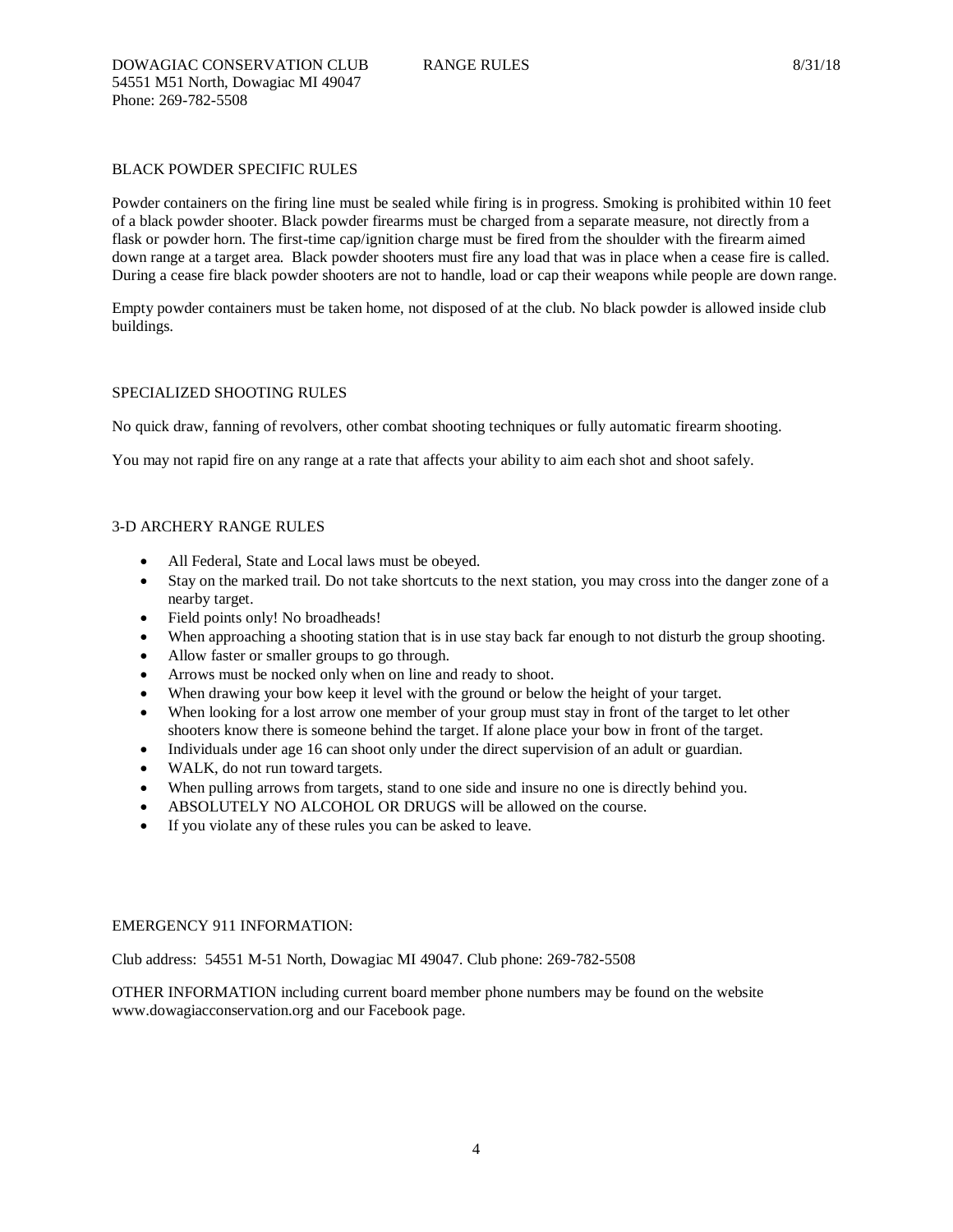## BLACK POWDER SPECIFIC RULES

Powder containers on the firing line must be sealed while firing is in progress. Smoking is prohibited within 10 feet of a black powder shooter. Black powder firearms must be charged from a separate measure, not directly from a flask or powder horn. The first-time cap/ignition charge must be fired from the shoulder with the firearm aimed down range at a target area. Black powder shooters must fire any load that was in place when a cease fire is called. During a cease fire black powder shooters are not to handle, load or cap their weapons while people are down range.

Empty powder containers must be taken home, not disposed of at the club. No black powder is allowed inside club buildings.

## SPECIALIZED SHOOTING RULES

No quick draw, fanning of revolvers, other combat shooting techniques or fully automatic firearm shooting.

You may not rapid fire on any range at a rate that affects your ability to aim each shot and shoot safely.

## 3-D ARCHERY RANGE RULES

- All Federal, State and Local laws must be obeyed.
- Stay on the marked trail. Do not take shortcuts to the next station, you may cross into the danger zone of a nearby target.
- Field points only! No broadheads!
- When approaching a shooting station that is in use stay back far enough to not disturb the group shooting.
- Allow faster or smaller groups to go through.
- Arrows must be nocked only when on line and ready to shoot.
- When drawing your bow keep it level with the ground or below the height of your target.
- When looking for a lost arrow one member of your group must stay in front of the target to let other shooters know there is someone behind the target. If alone place your bow in front of the target.
- Individuals under age 16 can shoot only under the direct supervision of an adult or guardian.
- WALK, do not run toward targets.
- When pulling arrows from targets, stand to one side and insure no one is directly behind you.
- ABSOLUTELY NO ALCOHOL OR DRUGS will be allowed on the course.
- If you violate any of these rules you can be asked to leave.

## EMERGENCY 911 INFORMATION:

Club address: 54551 M-51 North, Dowagiac MI 49047. Club phone: 269-782-5508

OTHER INFORMATION including current board member phone numbers may be found on the website www.dowagiacconservation.org and our Facebook page.